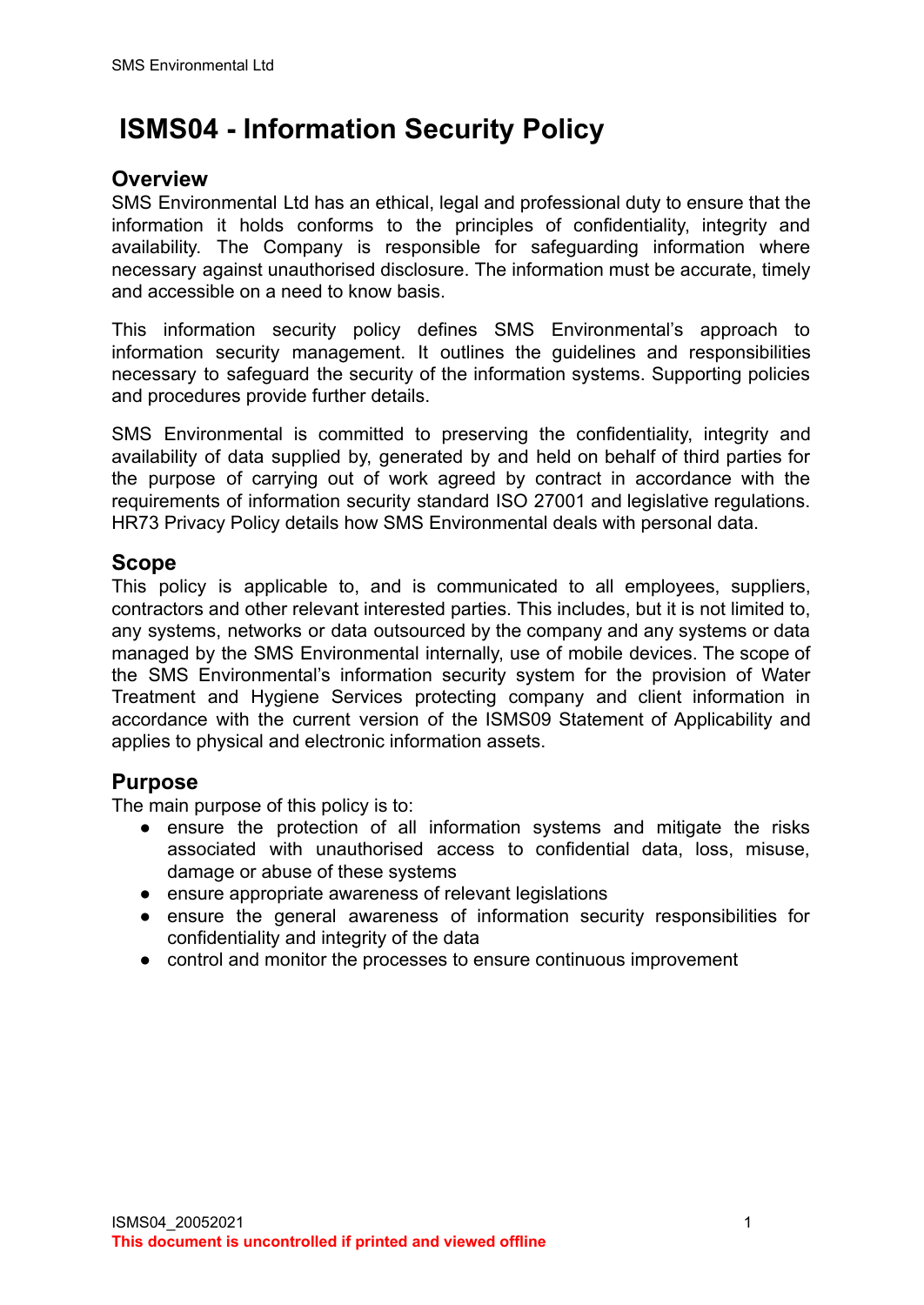# ISMS04 - Information Security Policy

## Overview

SMS Environmental Ltd has an ethical, legal and professional duty to ensure that the information it holds conforms to the principles of confidentiality, integrity and availability. The Company is responsible for safeguarding information where necessary against unauthorised disclosure. The information must be accurate, timely and accessible on a need to know basis.

This information security policy defines SMS Environmental's approach to information security management. It outlines the guidelines and responsibilities necessary to safeguard the security of the information systems. Supporting policies and procedures provide further details.

SMS Environmental is committed to preserving the confidentiality, integrity and availability of data supplied by, generated by and held on behalf of third parties for the purpose of carrying out of work agreed by contract in accordance with the requirements of information security standard ISO 27001 and legislative regulations. HR73 Privacy Policy details how SMS Environmental deals with personal data.

## Scope

This policy is applicable to, and is communicated to all employees, suppliers, contractors and other relevant interested parties. This includes, but it is not limited to, any systems, networks or data outsourced by the company and any systems or data managed by the SMS Environmental internally, use of mobile devices. The scope of the SMS Environmental's information security system for the provision of Water Treatment and Hygiene Services protecting company and client information in accordance with the current version of the ISMS09 Statement of Applicability and applies to physical and electronic information assets.

## Purpose

The main purpose of this policy is to:

- ensure the protection of all information systems and mitigate the risks associated with unauthorised access to confidential data, loss, misuse, damage or abuse of these systems
- ensure appropriate awareness of relevant legislations
- ensure the general awareness of information security responsibilities for confidentiality and integrity of the data
- control and monitor the processes to ensure continuous improvement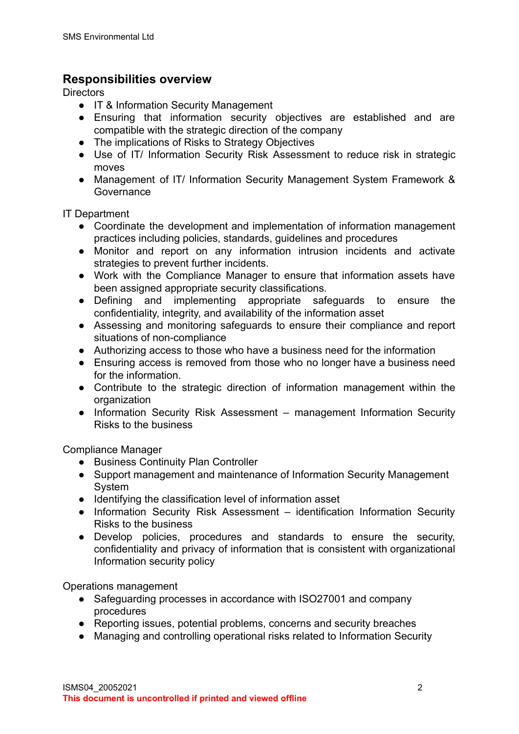## Responsibilities overview

Directors

- IT & Information Security Management
- Ensuring that information security objectives are established and are compatible with the strategic direction of the company
- The implications of Risks to Strategy Objectives
- Use of IT/ Information Security Risk Assessment to reduce risk in strategic moves
- Management of IT/ Information Security Management System Framework & Governance

IT Department

- Coordinate the development and implementation of information management practices including policies, standards, guidelines and procedures
- Monitor and report on any information intrusion incidents and activate strategies to prevent further incidents.
- Work with the Compliance Manager to ensure that information assets have been assigned appropriate security classifications.
- Defining and implementing appropriate safeguards to ensure the confidentiality, integrity, and availability of the information asset
- Assessing and monitoring safeguards to ensure their compliance and report situations of non-compliance
- Authorizing access to those who have a business need for the information
- Ensuring access is removed from those who no longer have a business need for the information.
- Contribute to the strategic direction of information management within the organization
- Information Security Risk Assessment – management Information Security Risks to the business

Compliance Manager

- Business Continuity Plan Controller
- Support management and maintenance of Information Security Management System
- Identifying the classification level of information asset
- Information Security Risk Assessment – identification Information Security Risks to the business
- Develop policies, procedures and standards to ensure the security, confidentiality and privacy of information that is consistent with organizational Information security policy

Operations management

- Safeguarding processes in accordance with ISO27001 and company procedures
- Reporting issues, potential problems, concerns and security breaches
- Managing and controlling operational risks related to Information Security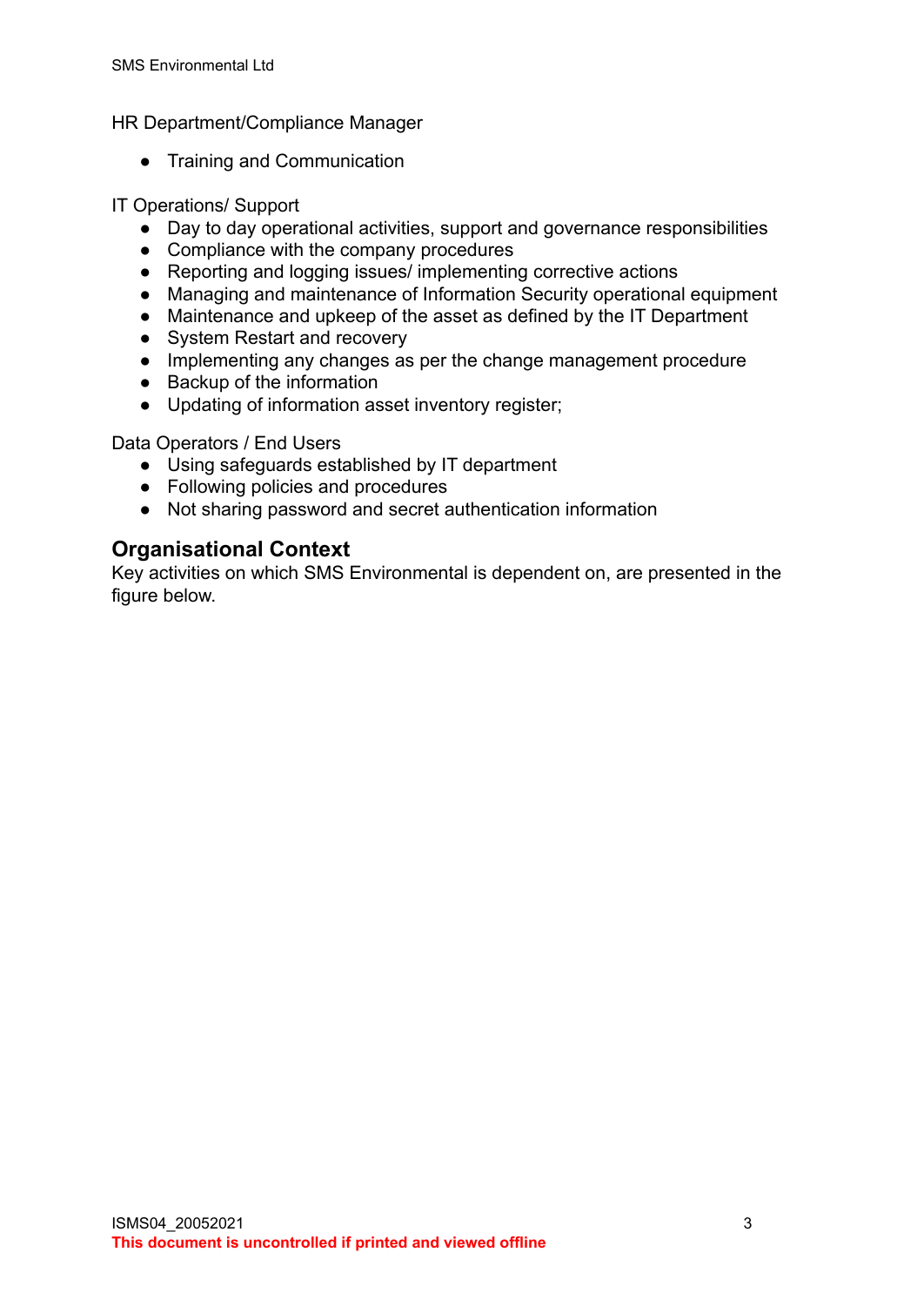HR Department/Compliance Manager

- Training and Communication

IT Operations/ Support

- Day to day operational activities, support and governance responsibilities
- Compliance with the company procedures
- Reporting and logging issues/ implementing corrective actions
- Managing and maintenance of Information Security operational equipment
- Maintenance and upkeep of the asset as defined by the IT Department
- System Restart and recovery
- Implementing any changes as per the change management procedure
- Backup of the information
- Updating of information asset inventory register;

Data Operators / End Users

- Using safeguards established by IT department
- Following policies and procedures
- Not sharing password and secret authentication information

## Organisational Context

Key activities on which SMS Environmental is dependent on, are presented in the figure below.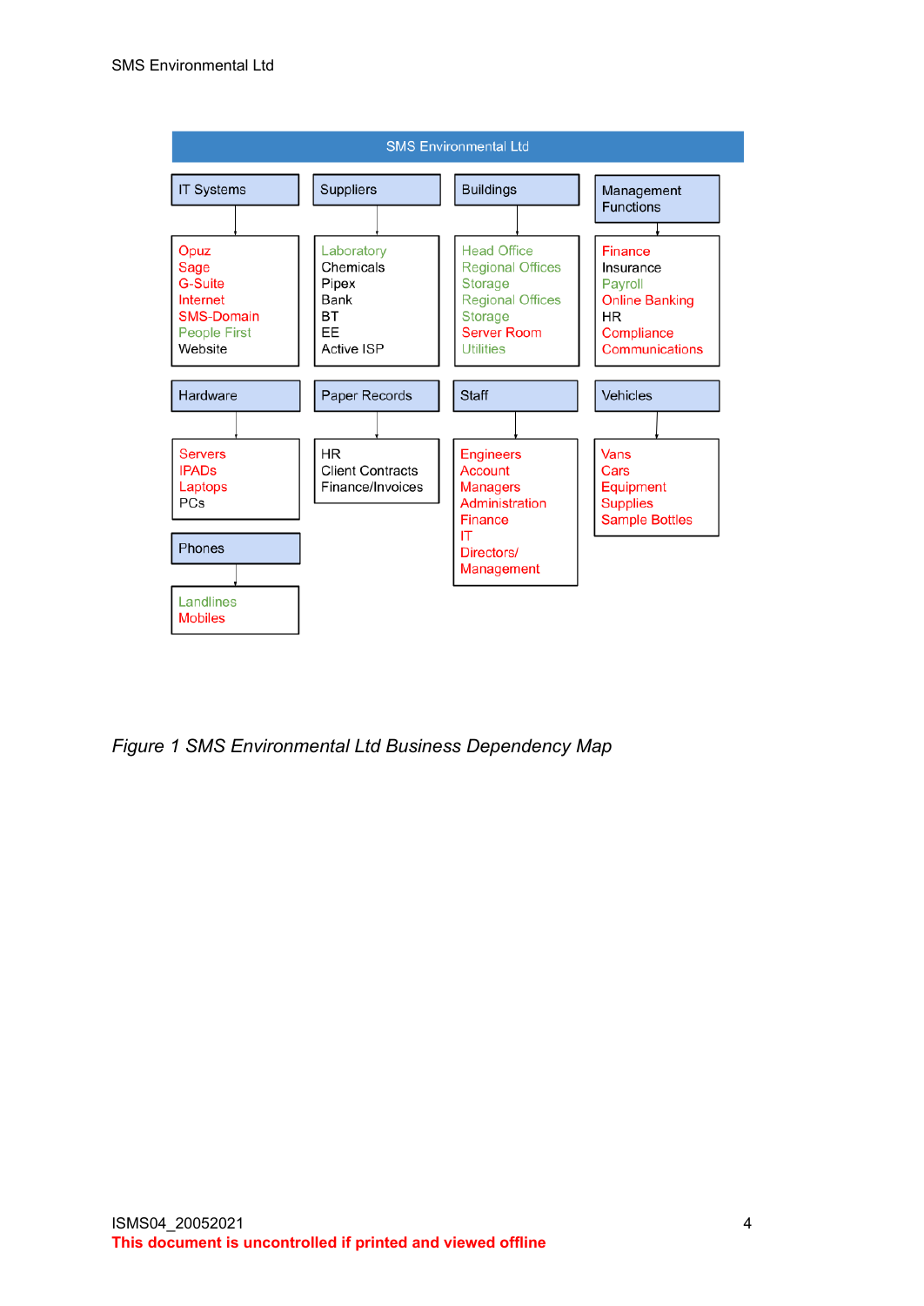**SMS Environmental Ltd**

**IT Systems**
- Opuz
- Sage
- G-Suite
- Internet
- SMS-Domain
- People First
- Website

**Suppliers**
- Laboratory
- Chemicals
- Pipex
- Bank
- BT
- EE
- Active ISP

**Buildings**
- Head Office
- Regional Offices
- Storage
- Regional Offices
- Storage
- Server Room
- Utilities

**Management Functions**
- Finance
- Insurance
- Payroll
- Online Banking
- HR
- Compliance
- Communications

**Hardware**
- Servers
- IPADs
- Laptops
- PCs

**Paper Records**
- HR
- Client Contracts
- Finance/Invoices

**Staff**
- Engineers
- Account Managers
- Administration
- Finance
- IT
- Directors/ Management

**Vehicles**
- Vans
- Cars
- Equipment
- Supplies
- Sample Bottles

**Phones**
- Landlines
- Mobiles

*Figure 1 SMS Environmental Ltd Business Dependency Map*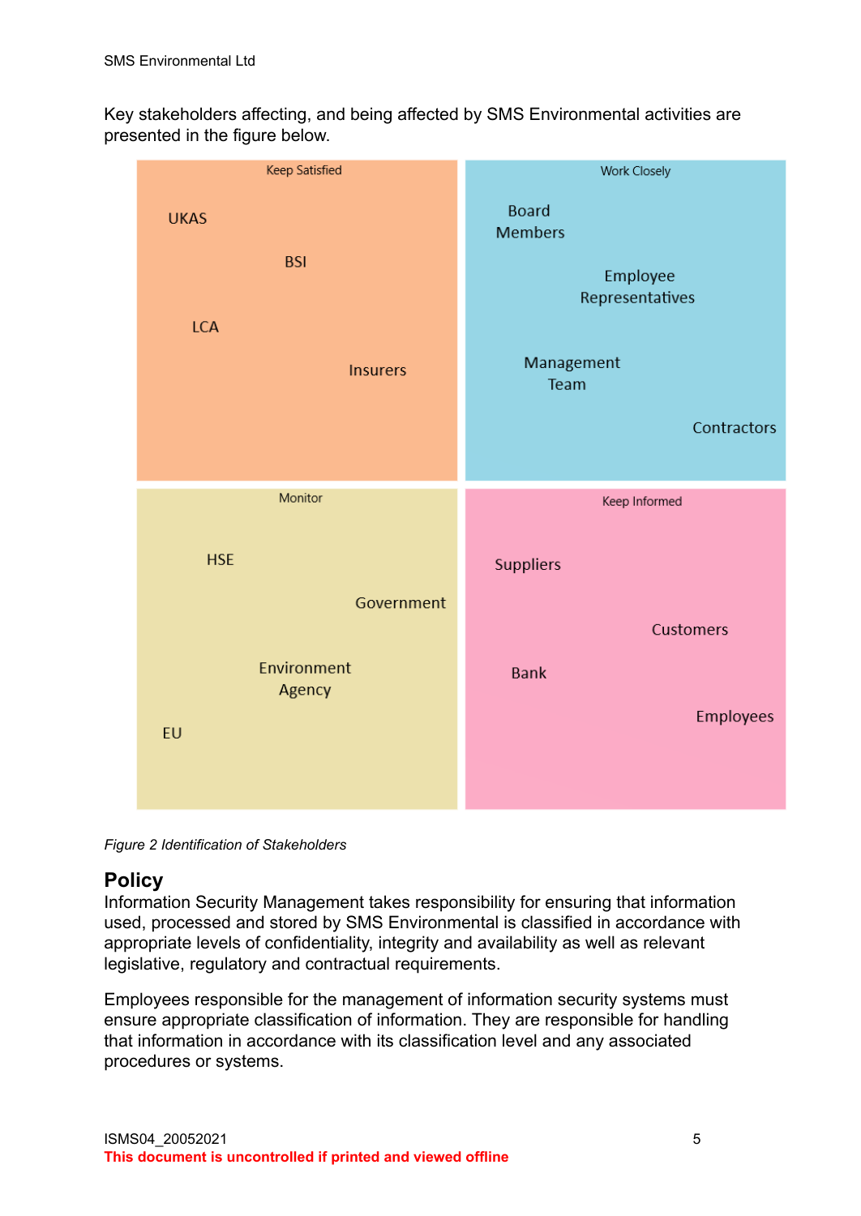Key stakeholders affecting, and being affected by SMS Environmental activities are presented in the figure below.

| Keep Satisfied | Work Closely |
| --- | --- |
| UKAS<br>BSI<br>LCA<br>Insurers | Board Members<br>Employee Representatives<br>Management Team<br>Contractors |
| **Monitor** | **Keep Informed** |
| HSE<br>Government<br>Environment Agency<br>EU | Suppliers<br>Customers<br>Bank<br>Employees |

*Figure 2 Identification of Stakeholders*

## Policy

Information Security Management takes responsibility for ensuring that information used, processed and stored by SMS Environmental is classified in accordance with appropriate levels of confidentiality, integrity and availability as well as relevant legislative, regulatory and contractual requirements.

Employees responsible for the management of information security systems must ensure appropriate classification of information. They are responsible for handling that information in accordance with its classification level and any associated procedures or systems.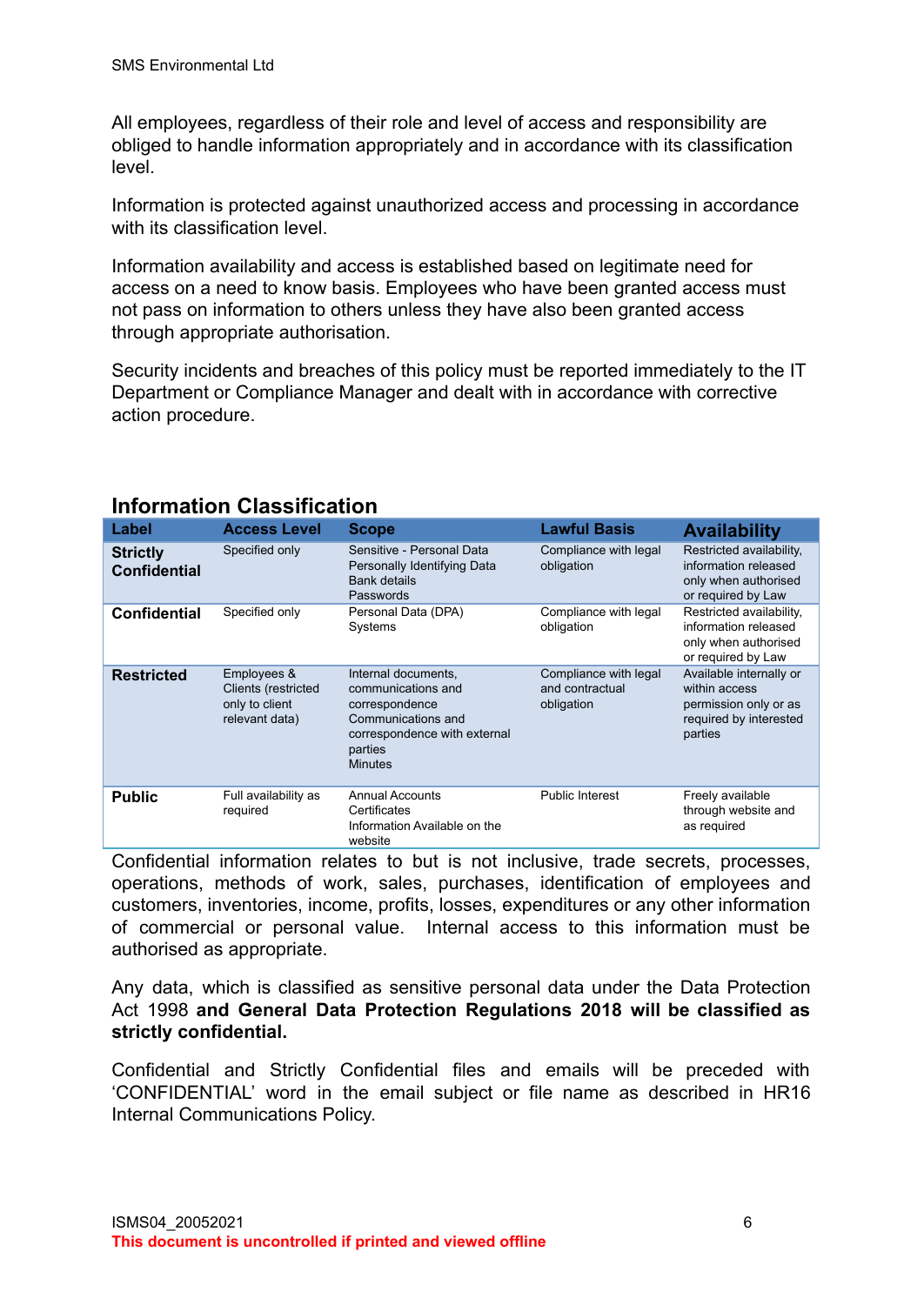All employees, regardless of their role and level of access and responsibility are obliged to handle information appropriately and in accordance with its classification level.

Information is protected against unauthorized access and processing in accordance with its classification level.

Information availability and access is established based on legitimate need for access on a need to know basis. Employees who have been granted access must not pass on information to others unless they have also been granted access through appropriate authorisation.

Security incidents and breaches of this policy must be reported immediately to the IT Department or Compliance Manager and dealt with in accordance with corrective action procedure.

## Information Classification

| Label | Access Level | Scope | Lawful Basis | Availability |
|---|---|---|---|---|
| **Strictly Confidential** | Specified only | Sensitive - Personal Data<br>Personally Identifying Data<br>Bank details<br>Passwords | Compliance with legal obligation | Restricted availability, information released only when authorised or required by Law |
| **Confidential** | Specified only | Personal Data (DPA)<br>Systems | Compliance with legal obligation | Restricted availability, information released only when authorised or required by Law |
| **Restricted** | Employees & Clients (restricted only to client relevant data) | Internal documents, communications and correspondence<br>Communications and correspondence with external parties<br>Minutes | Compliance with legal and contractual obligation | Available internally or within access permission only or as required by interested parties |
| **Public** | Full availability as required | Annual Accounts<br>Certificates<br>Information Available on the website | Public Interest | Freely available through website and as required |

Confidential information relates to but is not inclusive, trade secrets, processes, operations, methods of work, sales, purchases, identification of employees and customers, inventories, income, profits, losses, expenditures or any other information of commercial or personal value. Internal access to this information must be authorised as appropriate.

Any data, which is classified as sensitive personal data under the Data Protection Act 1998 **and General Data Protection Regulations 2018 will be classified as strictly confidential.**

Confidential and Strictly Confidential files and emails will be preceded with 'CONFIDENTIAL' word in the email subject or file name as described in HR16 Internal Communications Policy.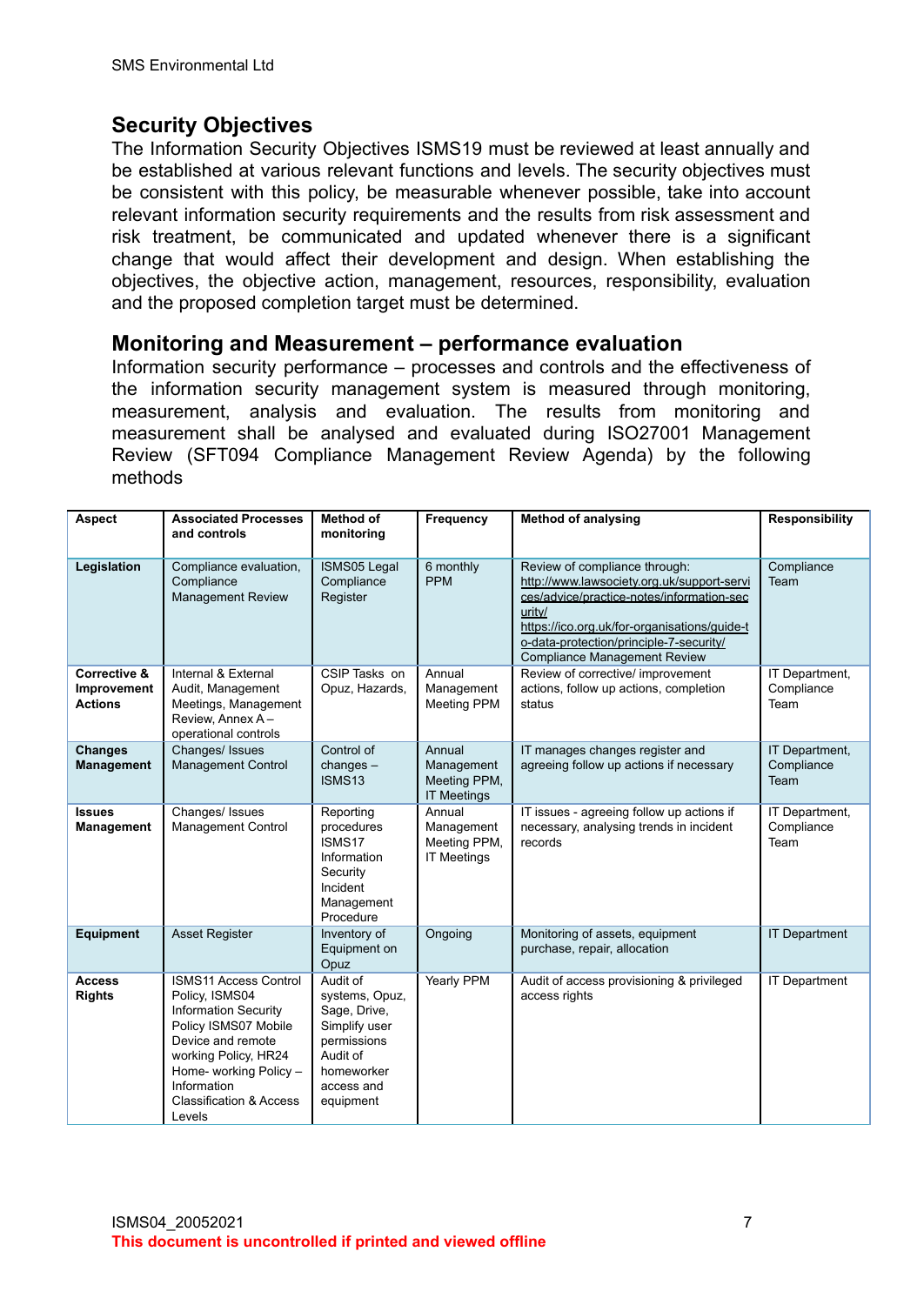## Security Objectives

The Information Security Objectives ISMS19 must be reviewed at least annually and be established at various relevant functions and levels. The security objectives must be consistent with this policy, be measurable whenever possible, take into account relevant information security requirements and the results from risk assessment and risk treatment, be communicated and updated whenever there is a significant change that would affect their development and design. When establishing the objectives, the objective action, management, resources, responsibility, evaluation and the proposed completion target must be determined.

## Monitoring and Measurement – performance evaluation

Information security performance – processes and controls and the effectiveness of the information security management system is measured through monitoring, measurement, analysis and evaluation. The results from monitoring and measurement shall be analysed and evaluated during ISO27001 Management Review (SFT094 Compliance Management Review Agenda) by the following methods

| Aspect | Associated Processes and controls | Method of monitoring | Frequency | Method of analysing | Responsibility |
|---|---|---|---|---|---|
| **Legislation** | Compliance evaluation, Compliance Management Review | ISMS05 Legal Compliance Register | 6 monthly PPM | Review of compliance through: http://www.lawsociety.org.uk/support-services/advice/practice-notes/information-security/ https://ico.org.uk/for-organisations/guide-to-data-protection/principle-7-security/ Compliance Management Review | Compliance Team |
| **Corrective & Improvement Actions** | Internal & External Audit, Management Meetings, Management Review, Annex A – operational controls | CSIP Tasks on Opuz, Hazards, | Annual Management Meeting PPM | Review of corrective/ improvement actions, follow up actions, completion status | IT Department, Compliance Team |
| **Changes Management** | Changes/ Issues Management Control | Control of changes – ISMS13 | Annual Management Meeting PPM, IT Meetings | IT manages changes register and agreeing follow up actions if necessary | IT Department, Compliance Team |
| **Issues Management** | Changes/ Issues Management Control | Reporting procedures ISMS17 Information Security Incident Management Procedure | Annual Management Meeting PPM, IT Meetings | IT issues - agreeing follow up actions if necessary, analysing trends in incident records | IT Department, Compliance Team |
| **Equipment** | Asset Register | Inventory of Equipment on Opuz | Ongoing | Monitoring of assets, equipment purchase, repair, allocation | IT Department |
| **Access Rights** | ISMS11 Access Control Policy, ISMS04 Information Security Policy ISMS07 Mobile Device and remote working Policy, HR24 Home- working Policy – Information Classification & Access Levels | Audit of systems, Opuz, Sage, Drive, Simplify user permissions Audit of homeworker access and equipment | Yearly PPM | Audit of access provisioning & privileged access rights | IT Department |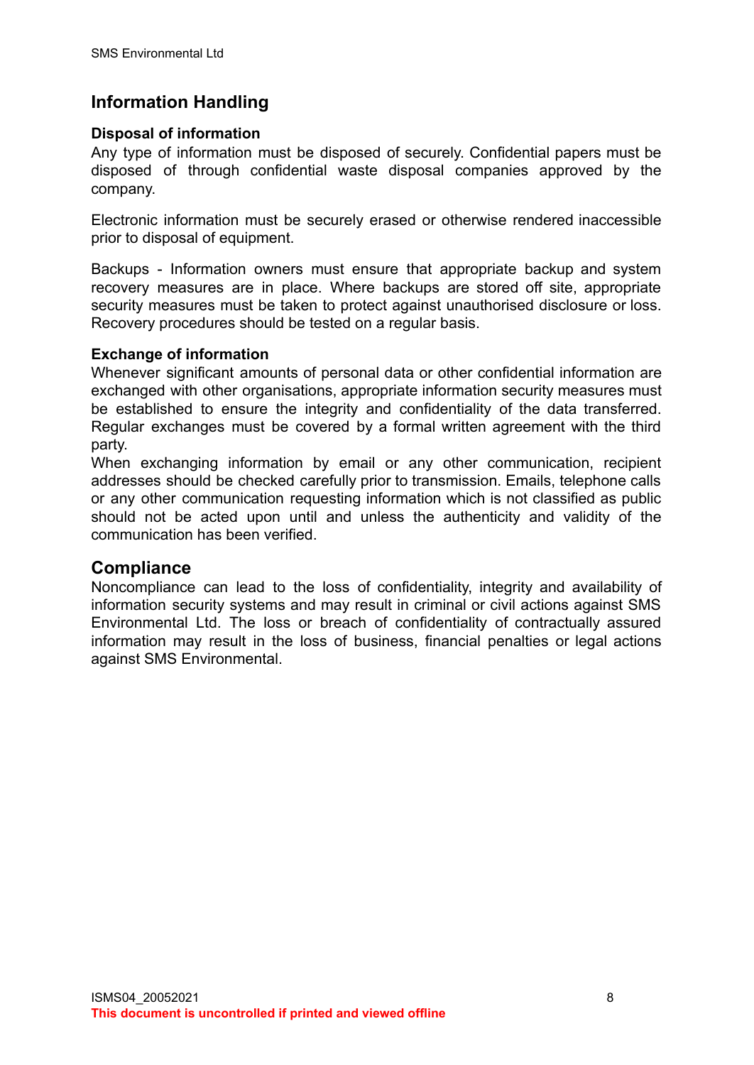## Information Handling

### Disposal of information

Any type of information must be disposed of securely. Confidential papers must be disposed of through confidential waste disposal companies approved by the company.

Electronic information must be securely erased or otherwise rendered inaccessible prior to disposal of equipment.

Backups - Information owners must ensure that appropriate backup and system recovery measures are in place. Where backups are stored off site, appropriate security measures must be taken to protect against unauthorised disclosure or loss. Recovery procedures should be tested on a regular basis.

### Exchange of information

Whenever significant amounts of personal data or other confidential information are exchanged with other organisations, appropriate information security measures must be established to ensure the integrity and confidentiality of the data transferred. Regular exchanges must be covered by a formal written agreement with the third party.

When exchanging information by email or any other communication, recipient addresses should be checked carefully prior to transmission. Emails, telephone calls or any other communication requesting information which is not classified as public should not be acted upon until and unless the authenticity and validity of the communication has been verified.

## Compliance

Noncompliance can lead to the loss of confidentiality, integrity and availability of information security systems and may result in criminal or civil actions against SMS Environmental Ltd. The loss or breach of confidentiality of contractually assured information may result in the loss of business, financial penalties or legal actions against SMS Environmental.